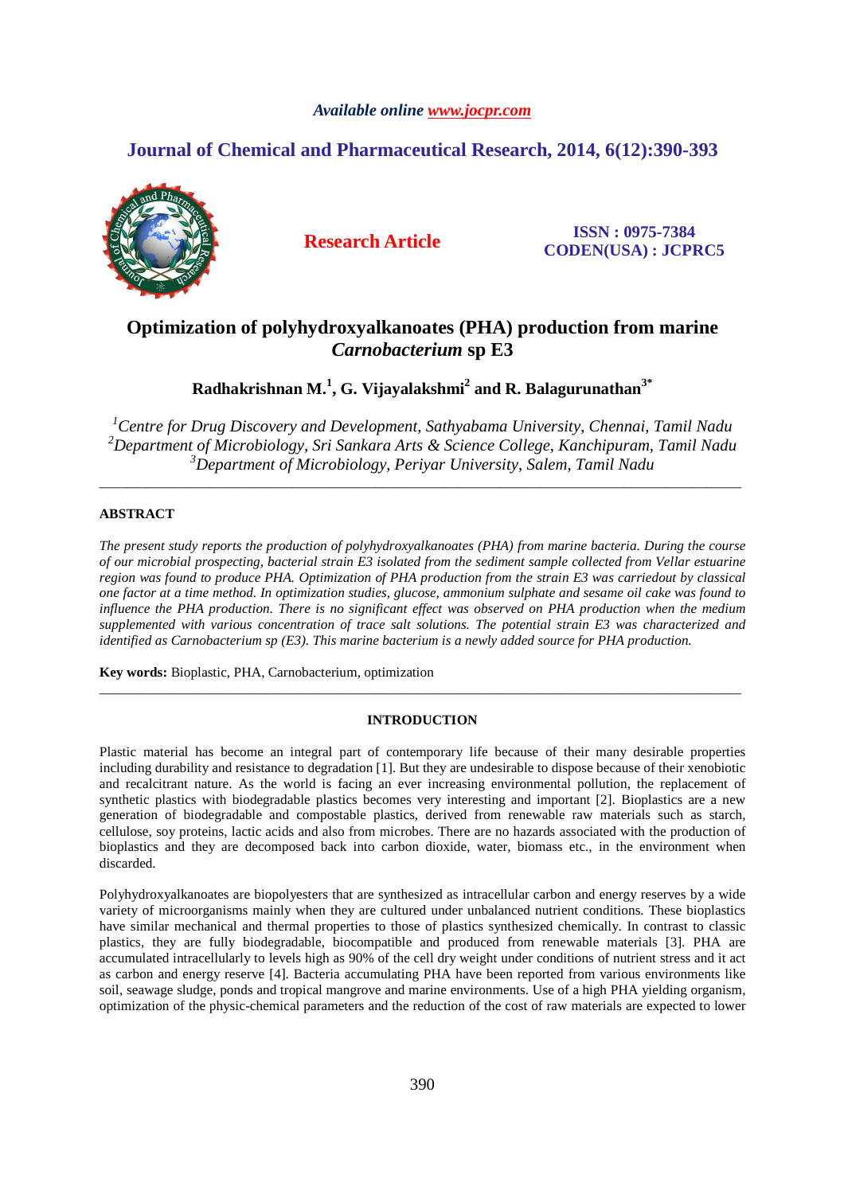# Optimization of polyhydroxyalkanoates (PHA) production from marine *Carnobacterium* sp E3

**Radhakrishnan M.[1], G. Vijayalakshmi[2] and R. Balagurunathan[3*]**

*[1]Centre for Drug Discovery and Development, Sathyabama University, Chennai, Tamil Nadu*
*[2]Department of Microbiology, Sri Sankara Arts & Science College, Kanchipuram, Tamil Nadu*
*[3]Department of Microbiology, Periyar University, Salem, Tamil Nadu*

---

## ABSTRACT

*The present study reports the production of polyhydroxyalkanoates (PHA) from marine bacteria. During the course of our microbial prospecting, bacterial strain E3 isolated from the sediment sample collected from Vellar estuarine region was found to produce PHA. Optimization of PHA production from the strain E3 was carriedout by classical one factor at a time method. In optimization studies, glucose, ammonium sulphate and sesame oil cake was found to influence the PHA production. There is no significant effect was observed on PHA production when the medium supplemented with various concentration of trace salt solutions. The potential strain E3 was characterized and identified as Carnobacterium sp (E3). This marine bacterium is a newly added source for PHA production.*

**Key words:** Bioplastic, PHA, Carnobacterium, optimization

---

## INTRODUCTION

Plastic material has become an integral part of contemporary life because of their many desirable properties including durability and resistance to degradation [1]. But they are undesirable to dispose because of their xenobiotic and recalcitrant nature. As the world is facing an ever increasing environmental pollution, the replacement of synthetic plastics with biodegradable plastics becomes very interesting and important [2]. Bioplastics are a new generation of biodegradable and compostable plastics, derived from renewable raw materials such as starch, cellulose, soy proteins, lactic acids and also from microbes. There are no hazards associated with the production of bioplastics and they are decomposed back into carbon dioxide, water, biomass etc., in the environment when discarded.

Polyhydroxyalkanoates are biopolyesters that are synthesized as intracellular carbon and energy reserves by a wide variety of microorganisms mainly when they are cultured under unbalanced nutrient conditions. These bioplastics have similar mechanical and thermal properties to those of plastics synthesized chemically. In contrast to classic plastics, they are fully biodegradable, biocompatible and produced from renewable materials [3]. PHA are accumulated intracellularly to levels high as 90% of the cell dry weight under conditions of nutrient stress and it act as carbon and energy reserve [4]. Bacteria accumulating PHA have been reported from various environments like soil, seawage sludge, ponds and tropical mangrove and marine environments. Use of a high PHA yielding organism, optimization of the physic-chemical parameters and the reduction of the cost of raw materials are expected to lower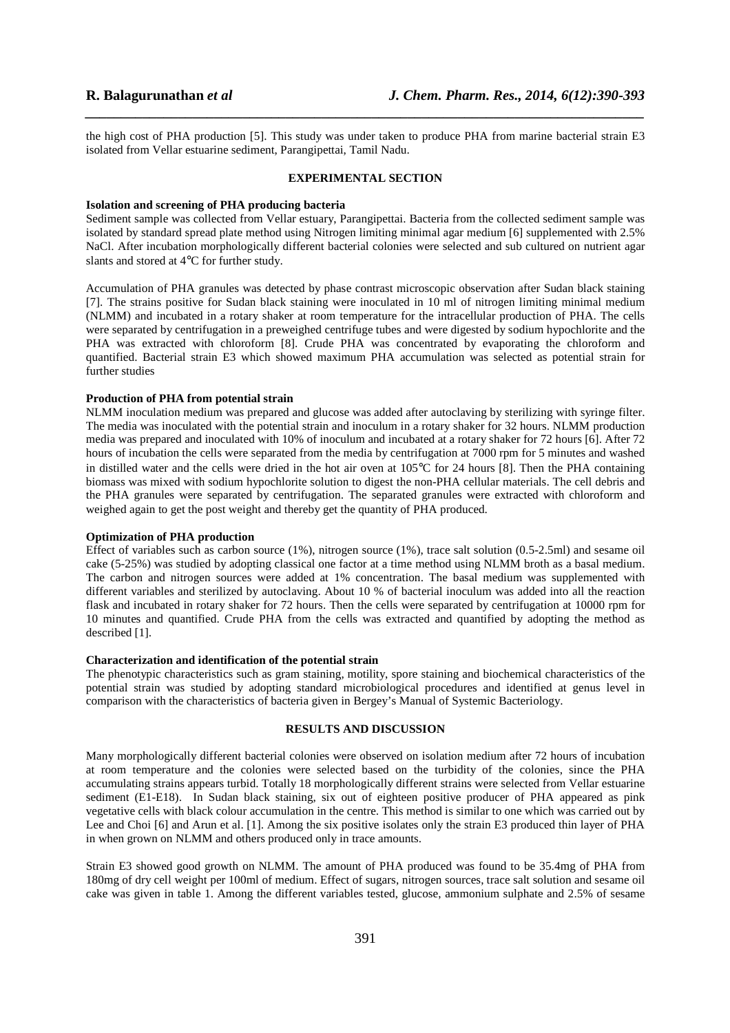the high cost of PHA production [5]. This study was under taken to produce PHA from marine bacterial strain E3 isolated from Vellar estuarine sediment, Parangipettai, Tamil Nadu.

## EXPERIMENTAL SECTION

### Isolation and screening of PHA producing bacteria

Sediment sample was collected from Vellar estuary, Parangipettai. Bacteria from the collected sediment sample was isolated by standard spread plate method using Nitrogen limiting minimal agar medium [6] supplemented with 2.5% NaCl. After incubation morphologically different bacterial colonies were selected and sub cultured on nutrient agar slants and stored at 4°C for further study.

Accumulation of PHA granules was detected by phase contrast microscopic observation after Sudan black staining [7]. The strains positive for Sudan black staining were inoculated in 10 ml of nitrogen limiting minimal medium (NLMM) and incubated in a rotary shaker at room temperature for the intracellular production of PHA. The cells were separated by centrifugation in a preweighed centrifuge tubes and were digested by sodium hypochlorite and the PHA was extracted with chloroform [8]. Crude PHA was concentrated by evaporating the chloroform and quantified. Bacterial strain E3 which showed maximum PHA accumulation was selected as potential strain for further studies

### Production of PHA from potential strain

NLMM inoculation medium was prepared and glucose was added after autoclaving by sterilizing with syringe filter. The media was inoculated with the potential strain and inoculum in a rotary shaker for 32 hours. NLMM production media was prepared and inoculated with 10% of inoculum and incubated at a rotary shaker for 72 hours [6]. After 72 hours of incubation the cells were separated from the media by centrifugation at 7000 rpm for 5 minutes and washed in distilled water and the cells were dried in the hot air oven at 105°C for 24 hours [8]. Then the PHA containing biomass was mixed with sodium hypochlorite solution to digest the non-PHA cellular materials. The cell debris and the PHA granules were separated by centrifugation. The separated granules were extracted with chloroform and weighed again to get the post weight and thereby get the quantity of PHA produced.

### Optimization of PHA production

Effect of variables such as carbon source (1%), nitrogen source (1%), trace salt solution (0.5-2.5ml) and sesame oil cake (5-25%) was studied by adopting classical one factor at a time method using NLMM broth as a basal medium. The carbon and nitrogen sources were added at 1% concentration. The basal medium was supplemented with different variables and sterilized by autoclaving. About 10 % of bacterial inoculum was added into all the reaction flask and incubated in rotary shaker for 72 hours. Then the cells were separated by centrifugation at 10000 rpm for 10 minutes and quantified. Crude PHA from the cells was extracted and quantified by adopting the method as described [1].

### Characterization and identification of the potential strain

The phenotypic characteristics such as gram staining, motility, spore staining and biochemical characteristics of the potential strain was studied by adopting standard microbiological procedures and identified at genus level in comparison with the characteristics of bacteria given in Bergey's Manual of Systemic Bacteriology.

## RESULTS AND DISCUSSION

Many morphologically different bacterial colonies were observed on isolation medium after 72 hours of incubation at room temperature and the colonies were selected based on the turbidity of the colonies, since the PHA accumulating strains appears turbid. Totally 18 morphologically different strains were selected from Vellar estuarine sediment (E1-E18). In Sudan black staining, six out of eighteen positive producer of PHA appeared as pink vegetative cells with black colour accumulation in the centre. This method is similar to one which was carried out by Lee and Choi [6] and Arun et al. [1]. Among the six positive isolates only the strain E3 produced thin layer of PHA in when grown on NLMM and others produced only in trace amounts.

Strain E3 showed good growth on NLMM. The amount of PHA produced was found to be 35.4mg of PHA from 180mg of dry cell weight per 100ml of medium. Effect of sugars, nitrogen sources, trace salt solution and sesame oil cake was given in table 1. Among the different variables tested, glucose, ammonium sulphate and 2.5% of sesame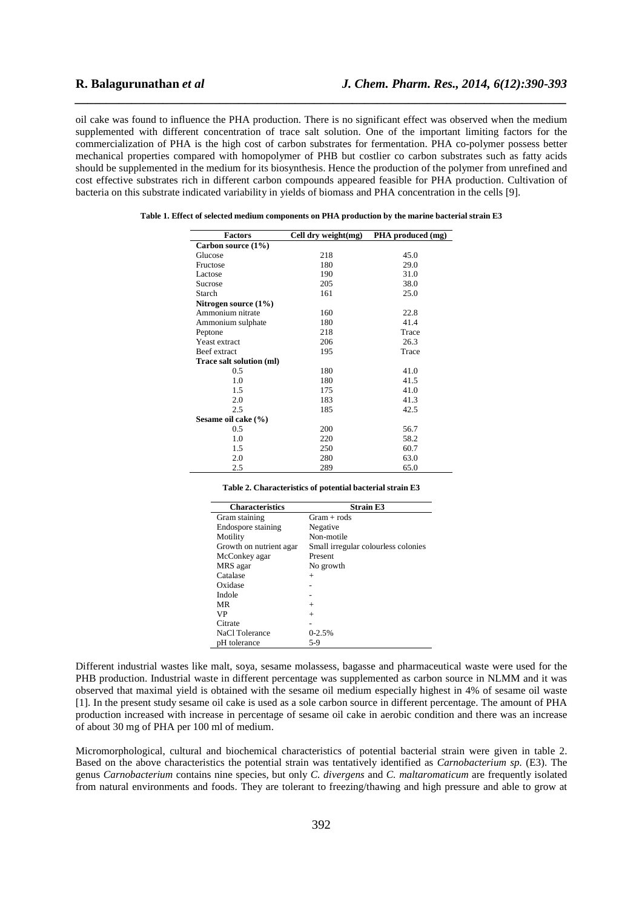oil cake was found to influence the PHA production. There is no significant effect was observed when the medium supplemented with different concentration of trace salt solution. One of the important limiting factors for the commercialization of PHA is the high cost of carbon substrates for fermentation. PHA co-polymer possess better mechanical properties compared with homopolymer of PHB but costlier co carbon substrates such as fatty acids should be supplemented in the medium for its biosynthesis. Hence the production of the polymer from unrefined and cost effective substrates rich in different carbon compounds appeared feasible for PHA production. Cultivation of bacteria on this substrate indicated variability in yields of biomass and PHA concentration in the cells [9].

**Table 1. Effect of selected medium components on PHA production by the marine bacterial strain E3**

| Factors | Cell dry weight(mg) | PHA produced (mg) |
|---|---|---|
| **Carbon source (1%)** | | |
| Glucose | 218 | 45.0 |
| Fructose | 180 | 29.0 |
| Lactose | 190 | 31.0 |
| Sucrose | 205 | 38.0 |
| Starch | 161 | 25.0 |
| **Nitrogen source (1%)** | | |
| Ammonium nitrate | 160 | 22.8 |
| Ammonium sulphate | 180 | 41.4 |
| Peptone | 218 | Trace |
| Yeast extract | 206 | 26.3 |
| Beef extract | 195 | Trace |
| **Trace salt solution (ml)** | | |
| 0.5 | 180 | 41.0 |
| 1.0 | 180 | 41.5 |
| 1.5 | 175 | 41.0 |
| 2.0 | 183 | 41.3 |
| 2.5 | 185 | 42.5 |
| **Sesame oil cake (%)** | | |
| 0.5 | 200 | 56.7 |
| 1.0 | 220 | 58.2 |
| 1.5 | 250 | 60.7 |
| 2.0 | 280 | 63.0 |
| 2.5 | 289 | 65.0 |

**Table 2. Characteristics of potential bacterial strain E3**

| Characteristics | Strain E3 |
|---|---|
| Gram staining | Gram + rods |
| Endospore staining | Negative |
| Motility | Non-motile |
| Growth on nutrient agar | Small irregular colourless colonies |
| McConkey agar | Present |
| MRS agar | No growth |
| Catalase | + |
| Oxidase | - |
| Indole | - |
| MR | + |
| VP | + |
| Citrate | - |
| NaCl Tolerance | 0-2.5% |
| pH tolerance | 5-9 |

Different industrial wastes like malt, soya, sesame molassess, bagasse and pharmaceutical waste were used for the PHB production. Industrial waste in different percentage was supplemented as carbon source in NLMM and it was observed that maximal yield is obtained with the sesame oil medium especially highest in 4% of sesame oil waste [1]. In the present study sesame oil cake is used as a sole carbon source in different percentage. The amount of PHA production increased with increase in percentage of sesame oil cake in aerobic condition and there was an increase of about 30 mg of PHA per 100 ml of medium.

Micromorphological, cultural and biochemical characteristics of potential bacterial strain were given in table 2. Based on the above characteristics the potential strain was tentatively identified as *Carnobacterium sp.* (E3). The genus *Carnobacterium* contains nine species, but only *C. divergens* and *C. maltaromaticum* are frequently isolated from natural environments and foods. They are tolerant to freezing/thawing and high pressure and able to grow at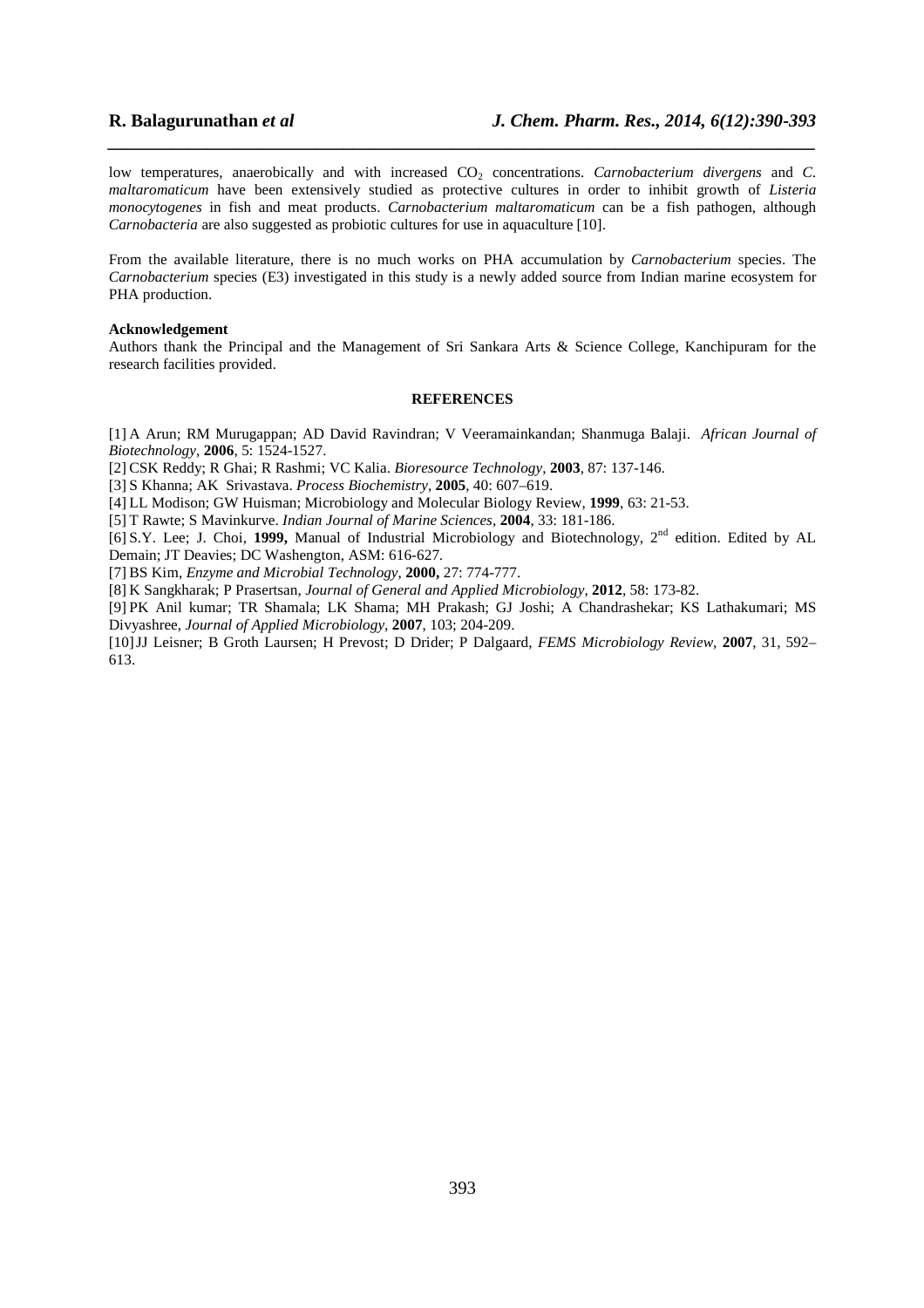low temperatures, anaerobically and with increased $CO_2$ concentrations. *Carnobacterium divergens* and *C. maltaromaticum* have been extensively studied as protective cultures in order to inhibit growth of *Listeria monocytogenes* in fish and meat products. *Carnobacterium maltaromaticum* can be a fish pathogen, although *Carnobacteria* are also suggested as probiotic cultures for use in aquaculture [10].

From the available literature, there is no much works on PHA accumulation by *Carnobacterium* species. The *Carnobacterium* species (E3) investigated in this study is a newly added source from Indian marine ecosystem for PHA production.

**Acknowledgement**

Authors thank the Principal and the Management of Sri Sankara Arts & Science College, Kanchipuram for the research facilities provided.

## REFERENCES

[1] A Arun; RM Murugappan; AD David Ravindran; V Veeramainkandan; Shanmuga Balaji. *African Journal of Biotechnology*, **2006**, 5: 1524-1527.

[2] CSK Reddy; R Ghai; R Rashmi; VC Kalia. *Bioresource Technology*, **2003**, 87: 137-146.

[3] S Khanna; AK Srivastava. *Process Biochemistry*, **2005**, 40: 607–619.

[4] LL Modison; GW Huisman; Microbiology and Molecular Biology Review, **1999**, 63: 21-53.

[5] T Rawte; S Mavinkurve. *Indian Journal of Marine Sciences*, **2004**, 33: 181-186.

[6] S.Y. Lee; J. Choi, **1999,** Manual of Industrial Microbiology and Biotechnology, 2nd edition. Edited by AL Demain; JT Deavies; DC Washengton, ASM: 616-627.

[7] BS Kim, *Enzyme and Microbial Technology*, **2000,** 27: 774-777.

[8] K Sangkharak; P Prasertsan, *Journal of General and Applied Microbiology*, **2012**, 58: 173-82.

[9] PK Anil kumar; TR Shamala; LK Shama; MH Prakash; GJ Joshi; A Chandrashekar; KS Lathakumari; MS Divyashree, *Journal of Applied Microbiology*, **2007**, 103; 204-209.

[10] JJ Leisner; B Groth Laursen; H Prevost; D Drider; P Dalgaard, *FEMS Microbiology Review*, **2007**, 31, 592–613.